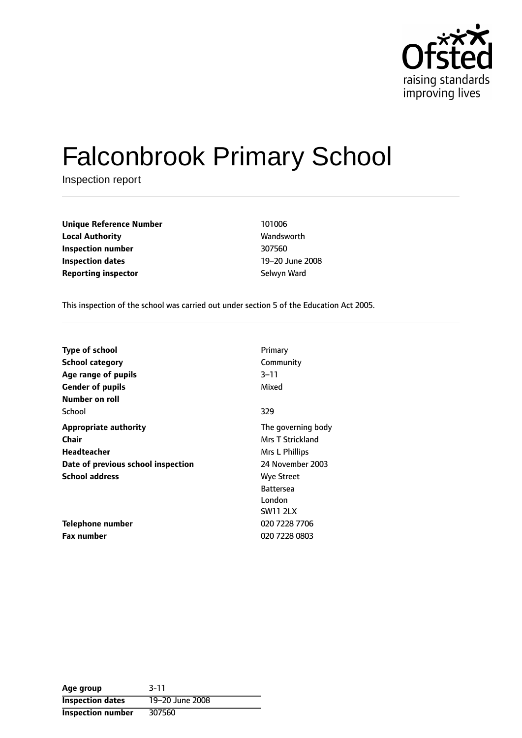# Falconbrook Primary School

Inspection report

| | |
|---|---|
| **Unique Reference Number** | 101006 |
| **Local Authority** | Wandsworth |
| **Inspection number** | 307560 |
| **Inspection dates** | 19–20 June 2008 |
| **Reporting inspector** | Selwyn Ward |

This inspection of the school was carried out under section 5 of the Education Act 2005.

| | |
|---|---|
| **Type of school** | Primary |
| **School category** | Community |
| **Age range of pupils** | 3–11 |
| **Gender of pupils** | Mixed |
| **Number on roll** | |
| School | 329 |
| **Appropriate authority** | The governing body |
| **Chair** | Mrs T Strickland |
| **Headteacher** | Mrs L Phillips |
| **Date of previous school inspection** | 24 November 2003 |
| **School address** | Wye Street<br>Battersea<br>London<br>SW11 2LX |
| **Telephone number** | 020 7228 7706 |
| **Fax number** | 020 7228 0803 |

| | |
|---|---|
| **Age group** | 3-11 |
| **Inspection dates** | 19–20 June 2008 |
| **Inspection number** | 307560 |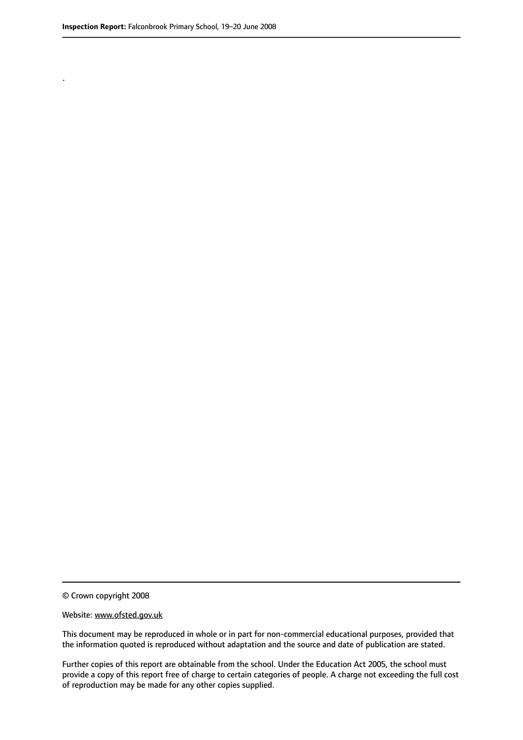.

© Crown copyright 2008

Website: www.ofsted.gov.uk

This document may be reproduced in whole or in part for non-commercial educational purposes, provided that the information quoted is reproduced without adaptation and the source and date of publication are stated.

Further copies of this report are obtainable from the school. Under the Education Act 2005, the school must provide a copy of this report free of charge to certain categories of people. A charge not exceeding the full cost of reproduction may be made for any other copies supplied.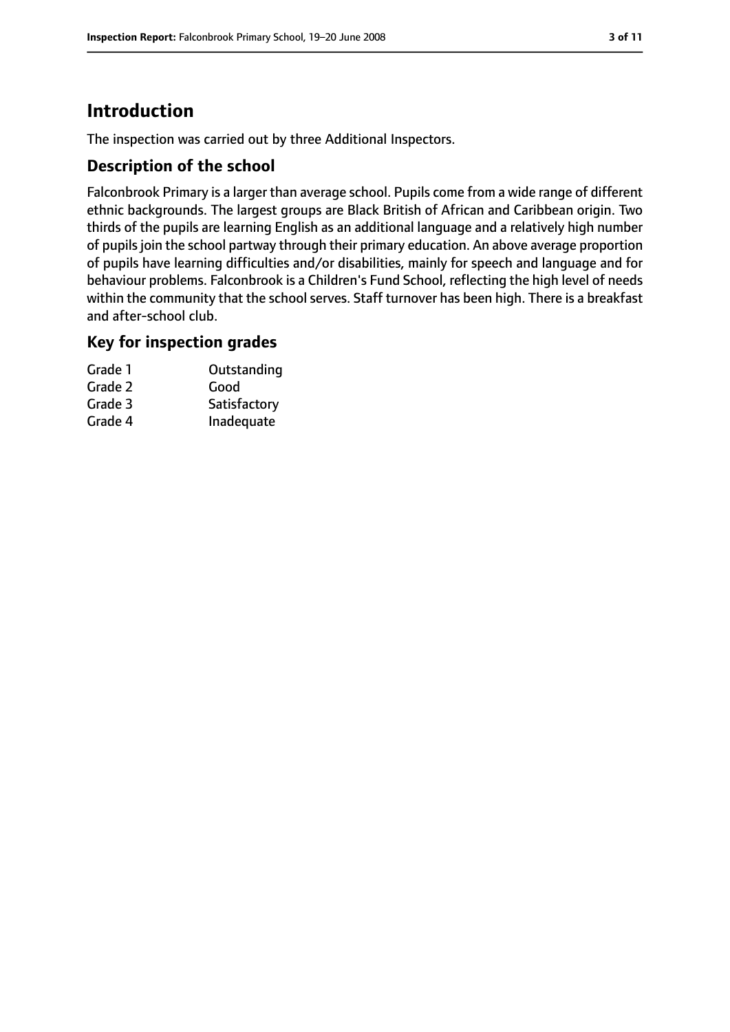# Introduction

The inspection was carried out by three Additional Inspectors.

## Description of the school

Falconbrook Primary is a larger than average school. Pupils come from a wide range of different ethnic backgrounds. The largest groups are Black British of African and Caribbean origin. Two thirds of the pupils are learning English as an additional language and a relatively high number of pupils join the school partway through their primary education. An above average proportion of pupils have learning difficulties and/or disabilities, mainly for speech and language and for behaviour problems. Falconbrook is a Children's Fund School, reflecting the high level of needs within the community that the school serves. Staff turnover has been high. There is a breakfast and after-school club.

## Key for inspection grades

| | |
|---|---|
| Grade 1 | Outstanding |
| Grade 2 | Good |
| Grade 3 | Satisfactory |
| Grade 4 | Inadequate |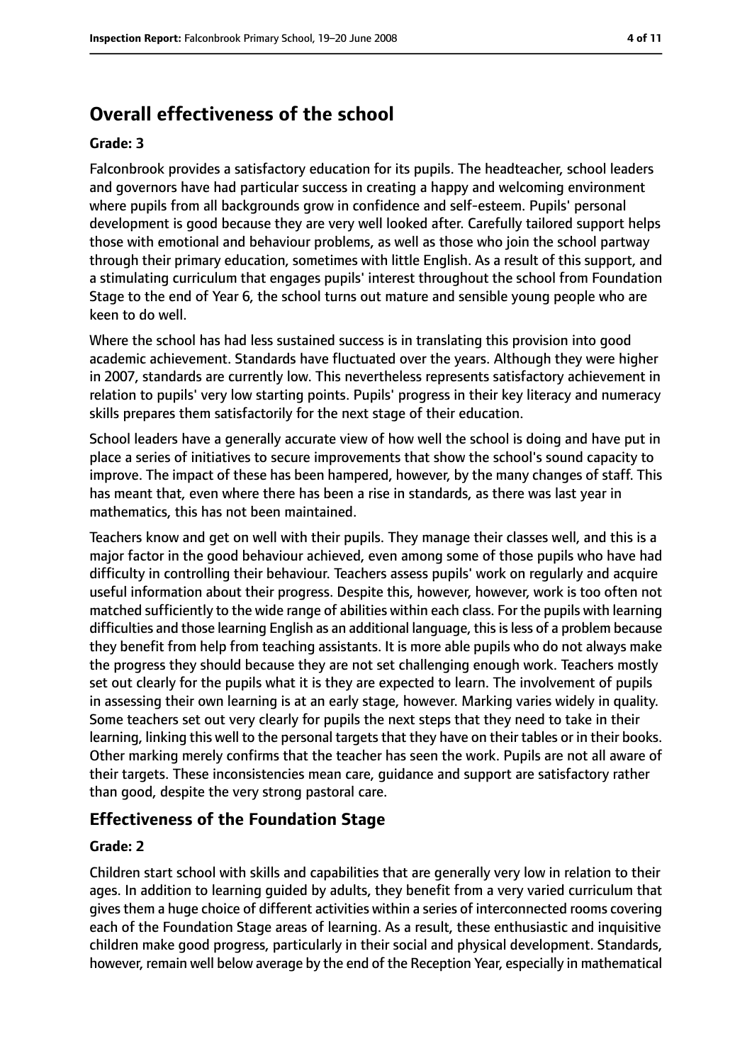## Overall effectiveness of the school

**Grade: 3**

Falconbrook provides a satisfactory education for its pupils. The headteacher, school leaders and governors have had particular success in creating a happy and welcoming environment where pupils from all backgrounds grow in confidence and self-esteem. Pupils' personal development is good because they are very well looked after. Carefully tailored support helps those with emotional and behaviour problems, as well as those who join the school partway through their primary education, sometimes with little English. As a result of this support, and a stimulating curriculum that engages pupils' interest throughout the school from Foundation Stage to the end of Year 6, the school turns out mature and sensible young people who are keen to do well.

Where the school has had less sustained success is in translating this provision into good academic achievement. Standards have fluctuated over the years. Although they were higher in 2007, standards are currently low. This nevertheless represents satisfactory achievement in relation to pupils' very low starting points. Pupils' progress in their key literacy and numeracy skills prepares them satisfactorily for the next stage of their education.

School leaders have a generally accurate view of how well the school is doing and have put in place a series of initiatives to secure improvements that show the school's sound capacity to improve. The impact of these has been hampered, however, by the many changes of staff. This has meant that, even where there has been a rise in standards, as there was last year in mathematics, this has not been maintained.

Teachers know and get on well with their pupils. They manage their classes well, and this is a major factor in the good behaviour achieved, even among some of those pupils who have had difficulty in controlling their behaviour. Teachers assess pupils' work on regularly and acquire useful information about their progress. Despite this, however, however, work is too often not matched sufficiently to the wide range of abilities within each class. For the pupils with learning difficulties and those learning English as an additional language, this is less of a problem because they benefit from help from teaching assistants. It is more able pupils who do not always make the progress they should because they are not set challenging enough work. Teachers mostly set out clearly for the pupils what it is they are expected to learn. The involvement of pupils in assessing their own learning is at an early stage, however. Marking varies widely in quality. Some teachers set out very clearly for pupils the next steps that they need to take in their learning, linking this well to the personal targets that they have on their tables or in their books. Other marking merely confirms that the teacher has seen the work. Pupils are not all aware of their targets. These inconsistencies mean care, guidance and support are satisfactory rather than good, despite the very strong pastoral care.

## Effectiveness of the Foundation Stage

**Grade: 2**

Children start school with skills and capabilities that are generally very low in relation to their ages. In addition to learning guided by adults, they benefit from a very varied curriculum that gives them a huge choice of different activities within a series of interconnected rooms covering each of the Foundation Stage areas of learning. As a result, these enthusiastic and inquisitive children make good progress, particularly in their social and physical development. Standards, however, remain well below average by the end of the Reception Year, especially in mathematical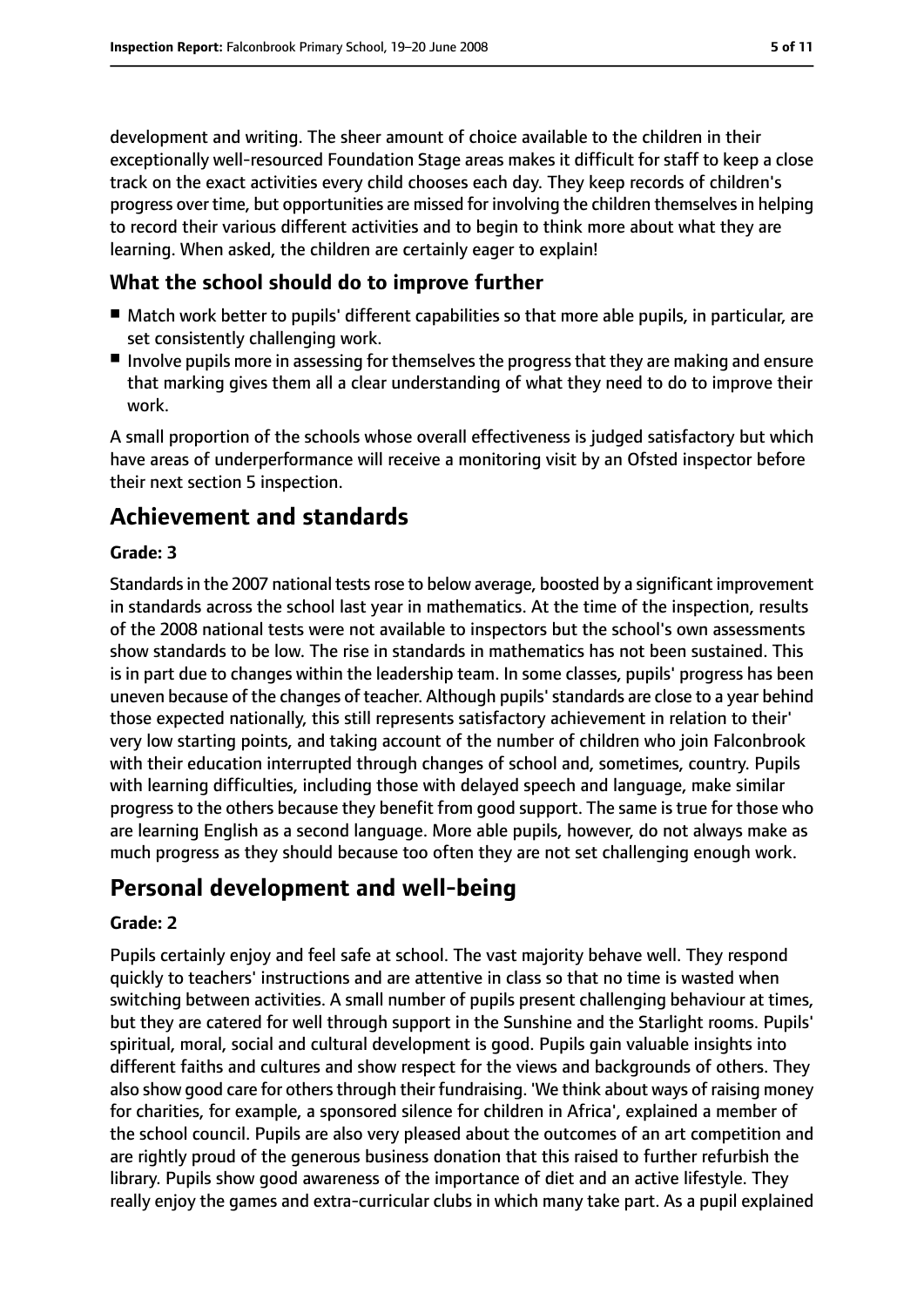development and writing. The sheer amount of choice available to the children in their exceptionally well-resourced Foundation Stage areas makes it difficult for staff to keep a close track on the exact activities every child chooses each day. They keep records of children's progress over time, but opportunities are missed for involving the children themselves in helping to record their various different activities and to begin to think more about what they are learning. When asked, the children are certainly eager to explain!

### What the school should do to improve further

- Match work better to pupils' different capabilities so that more able pupils, in particular, are set consistently challenging work.
- Involve pupils more in assessing for themselves the progress that they are making and ensure that marking gives them all a clear understanding of what they need to do to improve their work.

A small proportion of the schools whose overall effectiveness is judged satisfactory but which have areas of underperformance will receive a monitoring visit by an Ofsted inspector before their next section 5 inspection.

## Achievement and standards

**Grade: 3**

Standards in the 2007 national tests rose to below average, boosted by a significant improvement in standards across the school last year in mathematics. At the time of the inspection, results of the 2008 national tests were not available to inspectors but the school's own assessments show standards to be low. The rise in standards in mathematics has not been sustained. This is in part due to changes within the leadership team. In some classes, pupils' progress has been uneven because of the changes of teacher. Although pupils' standards are close to a year behind those expected nationally, this still represents satisfactory achievement in relation to their' very low starting points, and taking account of the number of children who join Falconbrook with their education interrupted through changes of school and, sometimes, country. Pupils with learning difficulties, including those with delayed speech and language, make similar progress to the others because they benefit from good support. The same is true for those who are learning English as a second language. More able pupils, however, do not always make as much progress as they should because too often they are not set challenging enough work.

## Personal development and well-being

**Grade: 2**

Pupils certainly enjoy and feel safe at school. The vast majority behave well. They respond quickly to teachers' instructions and are attentive in class so that no time is wasted when switching between activities. A small number of pupils present challenging behaviour at times, but they are catered for well through support in the Sunshine and the Starlight rooms. Pupils' spiritual, moral, social and cultural development is good. Pupils gain valuable insights into different faiths and cultures and show respect for the views and backgrounds of others. They also show good care for others through their fundraising. 'We think about ways of raising money for charities, for example, a sponsored silence for children in Africa', explained a member of the school council. Pupils are also very pleased about the outcomes of an art competition and are rightly proud of the generous business donation that this raised to further refurbish the library. Pupils show good awareness of the importance of diet and an active lifestyle. They really enjoy the games and extra-curricular clubs in which many take part. As a pupil explained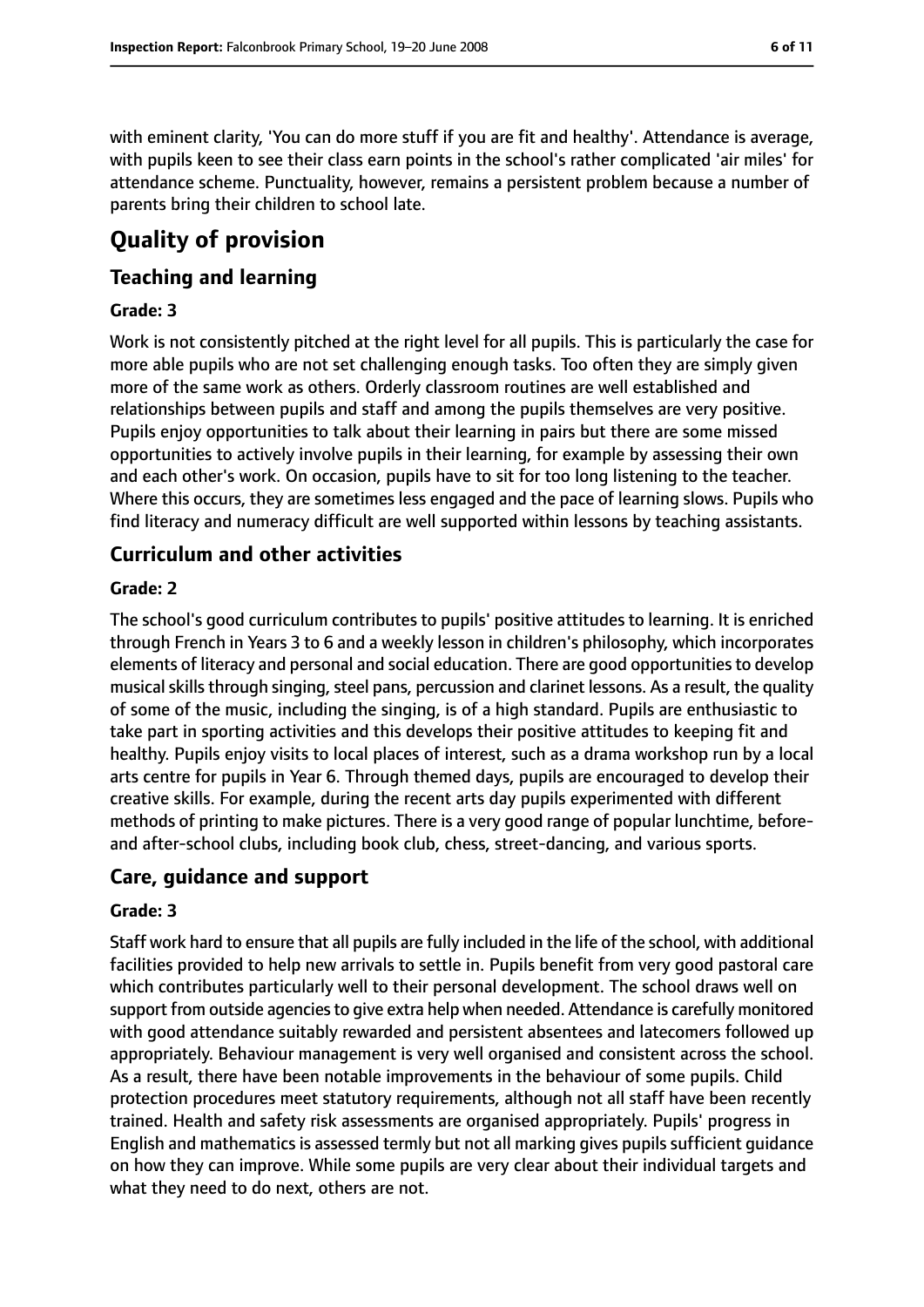with eminent clarity, 'You can do more stuff if you are fit and healthy'. Attendance is average, with pupils keen to see their class earn points in the school's rather complicated 'air miles' for attendance scheme. Punctuality, however, remains a persistent problem because a number of parents bring their children to school late.

# Quality of provision

## Teaching and learning

### Grade: 3

Work is not consistently pitched at the right level for all pupils. This is particularly the case for more able pupils who are not set challenging enough tasks. Too often they are simply given more of the same work as others. Orderly classroom routines are well established and relationships between pupils and staff and among the pupils themselves are very positive. Pupils enjoy opportunities to talk about their learning in pairs but there are some missed opportunities to actively involve pupils in their learning, for example by assessing their own and each other's work. On occasion, pupils have to sit for too long listening to the teacher. Where this occurs, they are sometimes less engaged and the pace of learning slows. Pupils who find literacy and numeracy difficult are well supported within lessons by teaching assistants.

## Curriculum and other activities

### Grade: 2

The school's good curriculum contributes to pupils' positive attitudes to learning. It is enriched through French in Years 3 to 6 and a weekly lesson in children's philosophy, which incorporates elements of literacy and personal and social education. There are good opportunities to develop musical skills through singing, steel pans, percussion and clarinet lessons. As a result, the quality of some of the music, including the singing, is of a high standard. Pupils are enthusiastic to take part in sporting activities and this develops their positive attitudes to keeping fit and healthy. Pupils enjoy visits to local places of interest, such as a drama workshop run by a local arts centre for pupils in Year 6. Through themed days, pupils are encouraged to develop their creative skills. For example, during the recent arts day pupils experimented with different methods of printing to make pictures. There is a very good range of popular lunchtime, before- and after-school clubs, including book club, chess, street-dancing, and various sports.

## Care, guidance and support

### Grade: 3

Staff work hard to ensure that all pupils are fully included in the life of the school, with additional facilities provided to help new arrivals to settle in. Pupils benefit from very good pastoral care which contributes particularly well to their personal development. The school draws well on support from outside agencies to give extra help when needed. Attendance is carefully monitored with good attendance suitably rewarded and persistent absentees and latecomers followed up appropriately. Behaviour management is very well organised and consistent across the school. As a result, there have been notable improvements in the behaviour of some pupils. Child protection procedures meet statutory requirements, although not all staff have been recently trained. Health and safety risk assessments are organised appropriately. Pupils' progress in English and mathematics is assessed termly but not all marking gives pupils sufficient guidance on how they can improve. While some pupils are very clear about their individual targets and what they need to do next, others are not.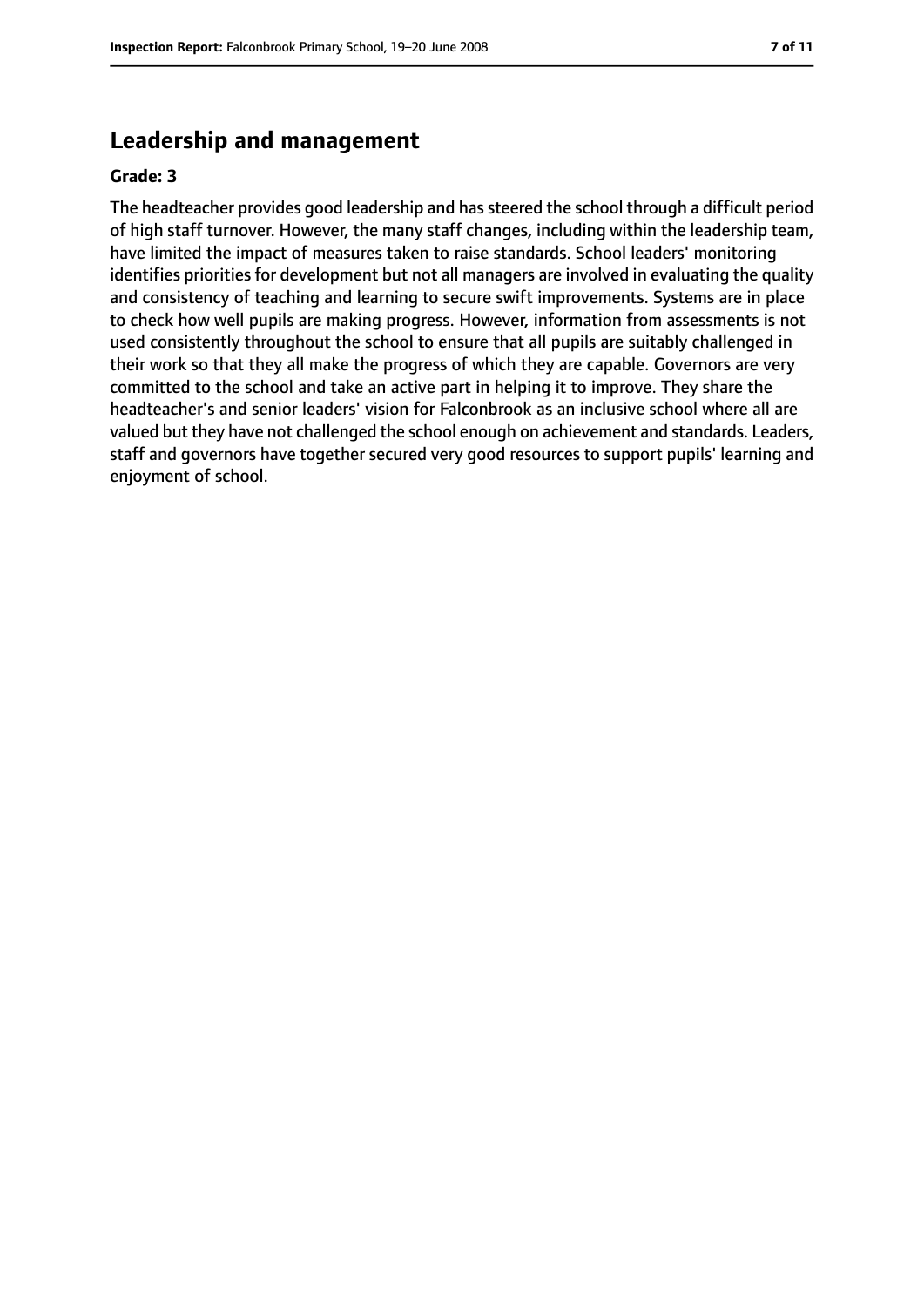## Leadership and management

**Grade: 3**

The headteacher provides good leadership and has steered the school through a difficult period of high staff turnover. However, the many staff changes, including within the leadership team, have limited the impact of measures taken to raise standards. School leaders' monitoring identifies priorities for development but not all managers are involved in evaluating the quality and consistency of teaching and learning to secure swift improvements. Systems are in place to check how well pupils are making progress. However, information from assessments is not used consistently throughout the school to ensure that all pupils are suitably challenged in their work so that they all make the progress of which they are capable. Governors are very committed to the school and take an active part in helping it to improve. They share the headteacher's and senior leaders' vision for Falconbrook as an inclusive school where all are valued but they have not challenged the school enough on achievement and standards. Leaders, staff and governors have together secured very good resources to support pupils' learning and enjoyment of school.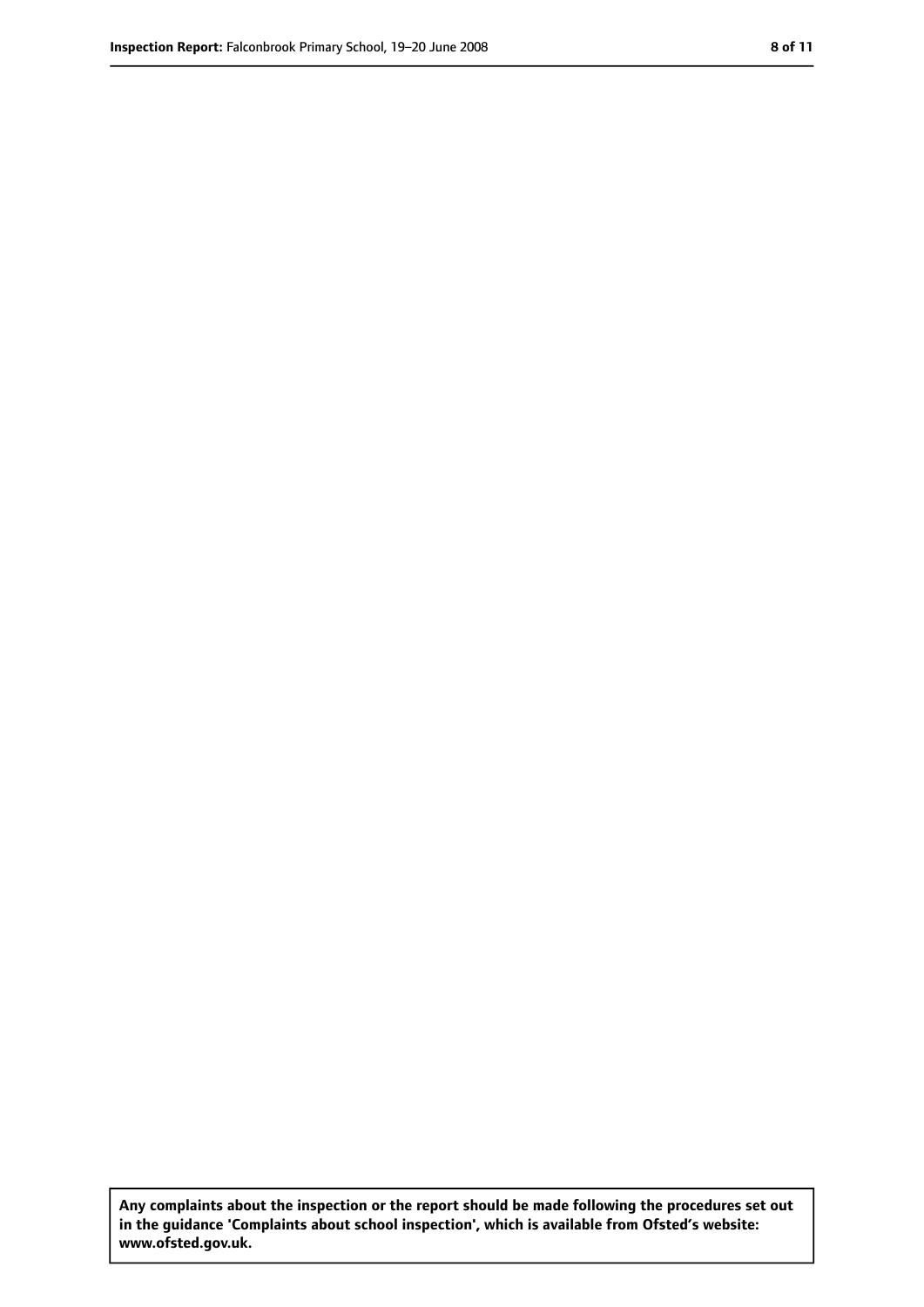**Any complaints about the inspection or the report should be made following the procedures set out in the guidance 'Complaints about school inspection', which is available from Ofsted's website: www.ofsted.gov.uk.**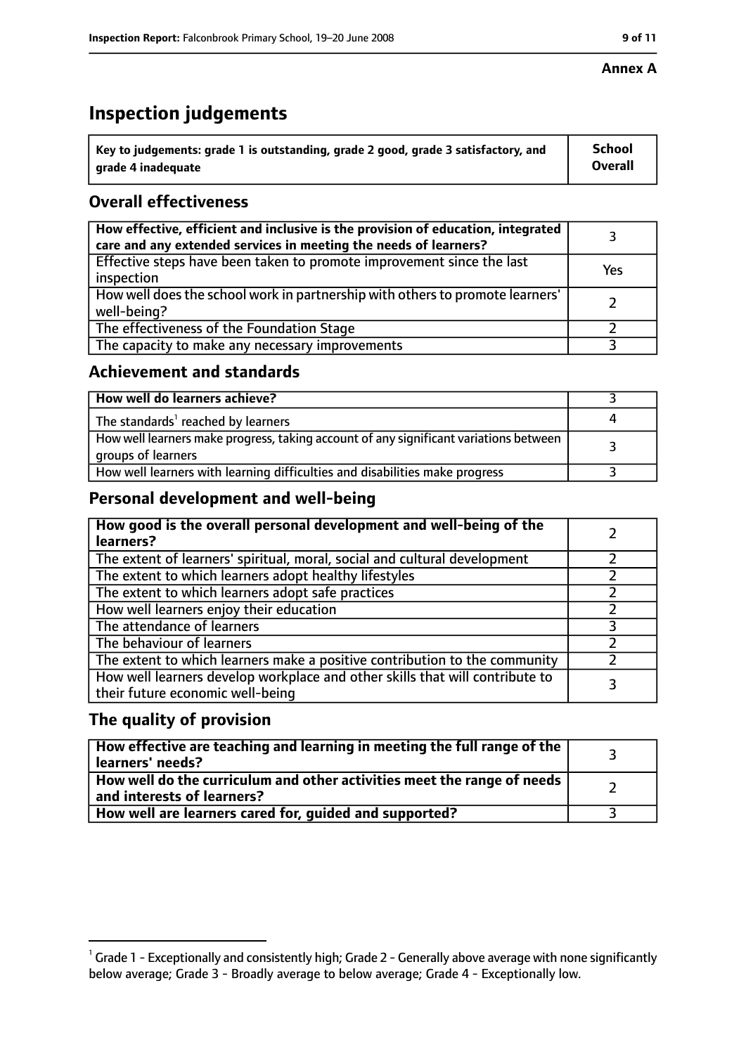**Annex A**

# Inspection judgements

| Key to judgements: grade 1 is outstanding, grade 2 good, grade 3 satisfactory, and grade 4 inadequate | School Overall |
|---|---|

## Overall effectiveness

| | |
|---|---|
| **How effective, efficient and inclusive is the provision of education, integrated care and any extended services in meeting the needs of learners?** | 3 |
| Effective steps have been taken to promote improvement since the last inspection | Yes |
| How well does the school work in partnership with others to promote learners' well-being? | 2 |
| The effectiveness of the Foundation Stage | 2 |
| The capacity to make any necessary improvements | 3 |

## Achievement and standards

| | |
|---|---|
| **How well do learners achieve?** | 3 |
| The standards[1] reached by learners | 4 |
| How well learners make progress, taking account of any significant variations between groups of learners | 3 |
| How well learners with learning difficulties and disabilities make progress | 3 |

## Personal development and well-being

| | |
|---|---|
| **How good is the overall personal development and well-being of the learners?** | 2 |
| The extent of learners' spiritual, moral, social and cultural development | 2 |
| The extent to which learners adopt healthy lifestyles | 2 |
| The extent to which learners adopt safe practices | 2 |
| How well learners enjoy their education | 2 |
| The attendance of learners | 3 |
| The behaviour of learners | 2 |
| The extent to which learners make a positive contribution to the community | 2 |
| How well learners develop workplace and other skills that will contribute to their future economic well-being | 3 |

## The quality of provision

| | |
|---|---|
| **How effective are teaching and learning in meeting the full range of the learners' needs?** | 3 |
| **How well do the curriculum and other activities meet the range of needs and interests of learners?** | 2 |
| **How well are learners cared for, guided and supported?** | 3 |

[1] Grade 1 - Exceptionally and consistently high; Grade 2 - Generally above average with none significantly below average; Grade 3 - Broadly average to below average; Grade 4 - Exceptionally low.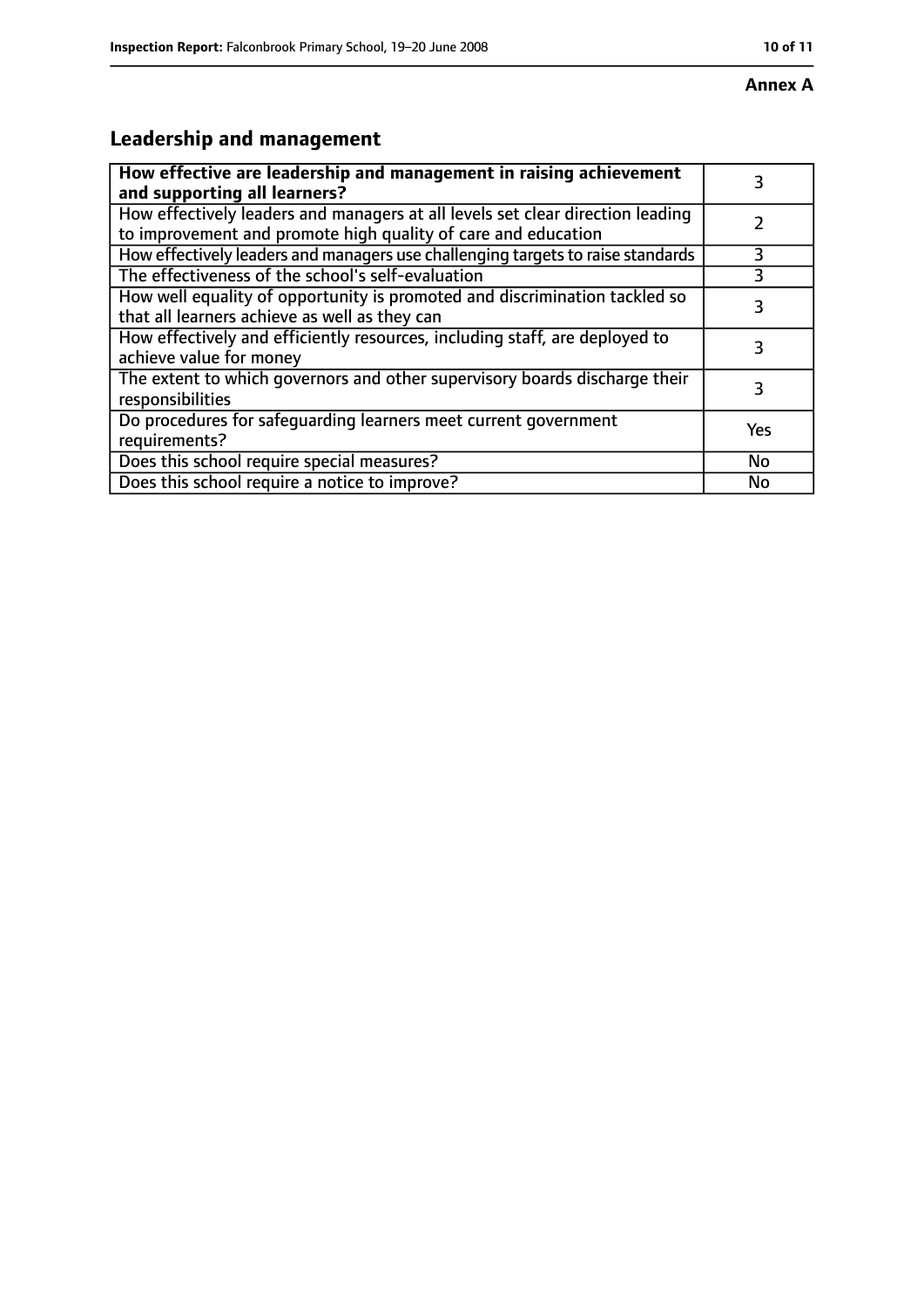**Annex A**

## Leadership and management

| **How effective are leadership and management in raising achievement and supporting all learners?** | 3 |
|---|---|
| How effectively leaders and managers at all levels set clear direction leading to improvement and promote high quality of care and education | 2 |
| How effectively leaders and managers use challenging targets to raise standards | 3 |
| The effectiveness of the school's self-evaluation | 3 |
| How well equality of opportunity is promoted and discrimination tackled so that all learners achieve as well as they can | 3 |
| How effectively and efficiently resources, including staff, are deployed to achieve value for money | 3 |
| The extent to which governors and other supervisory boards discharge their responsibilities | 3 |
| Do procedures for safeguarding learners meet current government requirements? | Yes |
| Does this school require special measures? | No |
| Does this school require a notice to improve? | No |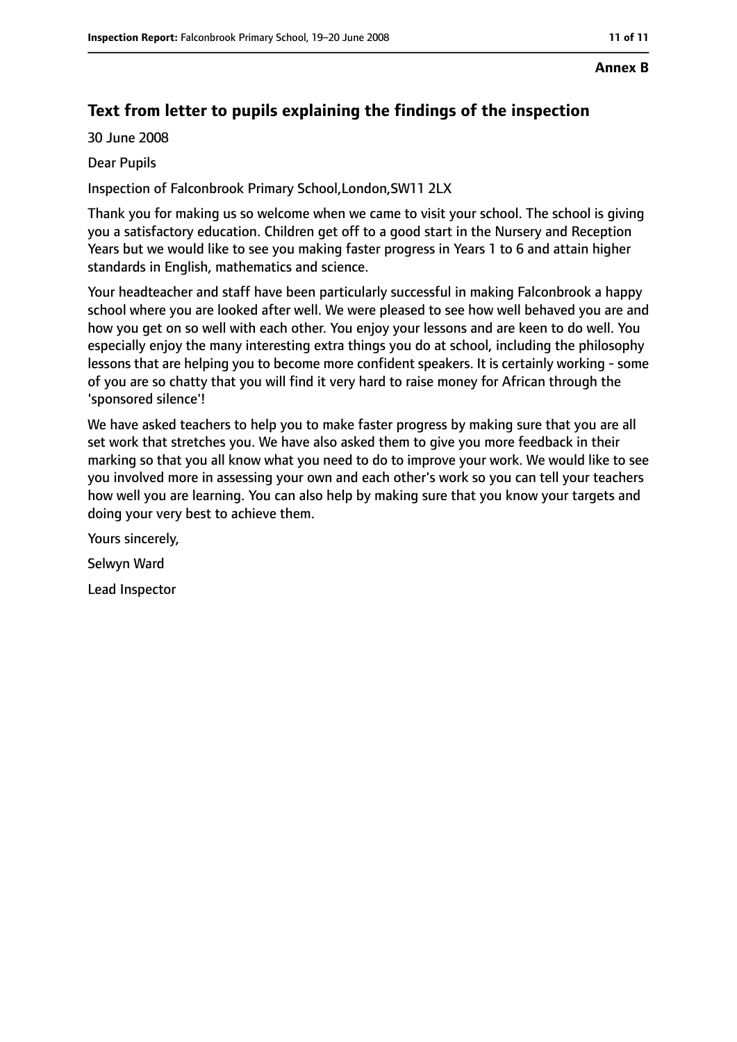**Annex B**

## Text from letter to pupils explaining the findings of the inspection

30 June 2008

Dear Pupils

Inspection of Falconbrook Primary School,London,SW11 2LX

Thank you for making us so welcome when we came to visit your school. The school is giving you a satisfactory education. Children get off to a good start in the Nursery and Reception Years but we would like to see you making faster progress in Years 1 to 6 and attain higher standards in English, mathematics and science.

Your headteacher and staff have been particularly successful in making Falconbrook a happy school where you are looked after well. We were pleased to see how well behaved you are and how you get on so well with each other. You enjoy your lessons and are keen to do well. You especially enjoy the many interesting extra things you do at school, including the philosophy lessons that are helping you to become more confident speakers. It is certainly working - some of you are so chatty that you will find it very hard to raise money for African through the 'sponsored silence'!

We have asked teachers to help you to make faster progress by making sure that you are all set work that stretches you. We have also asked them to give you more feedback in their marking so that you all know what you need to do to improve your work. We would like to see you involved more in assessing your own and each other's work so you can tell your teachers how well you are learning. You can also help by making sure that you know your targets and doing your very best to achieve them.

Yours sincerely,

Selwyn Ward

Lead Inspector